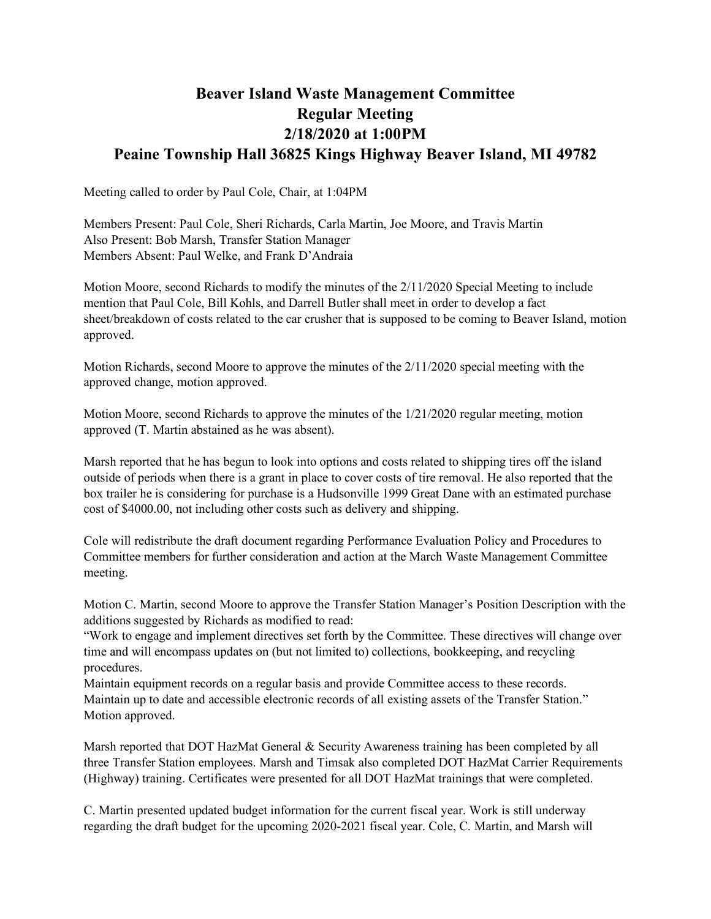# Beaver Island Waste Management Committee
## Regular Meeting
## 2/18/2020 at 1:00PM
## Peaine Township Hall 36825 Kings Highway Beaver Island, MI 49782

Meeting called to order by Paul Cole, Chair, at 1:04PM

Members Present: Paul Cole, Sheri Richards, Carla Martin, Joe Moore, and Travis Martin
Also Present: Bob Marsh, Transfer Station Manager
Members Absent: Paul Welke, and Frank D'Andraia

Motion Moore, second Richards to modify the minutes of the 2/11/2020 Special Meeting to include mention that Paul Cole, Bill Kohls, and Darrell Butler shall meet in order to develop a fact sheet/breakdown of costs related to the car crusher that is supposed to be coming to Beaver Island, motion approved.

Motion Richards, second Moore to approve the minutes of the 2/11/2020 special meeting with the approved change, motion approved.

Motion Moore, second Richards to approve the minutes of the 1/21/2020 regular meeting, motion approved (T. Martin abstained as he was absent).

Marsh reported that he has begun to look into options and costs related to shipping tires off the island outside of periods when there is a grant in place to cover costs of tire removal. He also reported that the box trailer he is considering for purchase is a Hudsonville 1999 Great Dane with an estimated purchase cost of $4000.00, not including other costs such as delivery and shipping.

Cole will redistribute the draft document regarding Performance Evaluation Policy and Procedures to Committee members for further consideration and action at the March Waste Management Committee meeting.

Motion C. Martin, second Moore to approve the Transfer Station Manager's Position Description with the additions suggested by Richards as modified to read:
"Work to engage and implement directives set forth by the Committee. These directives will change over time and will encompass updates on (but not limited to) collections, bookkeeping, and recycling procedures.
Maintain equipment records on a regular basis and provide Committee access to these records.
Maintain up to date and accessible electronic records of all existing assets of the Transfer Station."
Motion approved.

Marsh reported that DOT HazMat General & Security Awareness training has been completed by all three Transfer Station employees. Marsh and Timsak also completed DOT HazMat Carrier Requirements (Highway) training. Certificates were presented for all DOT HazMat trainings that were completed.

C. Martin presented updated budget information for the current fiscal year. Work is still underway regarding the draft budget for the upcoming 2020-2021 fiscal year. Cole, C. Martin, and Marsh will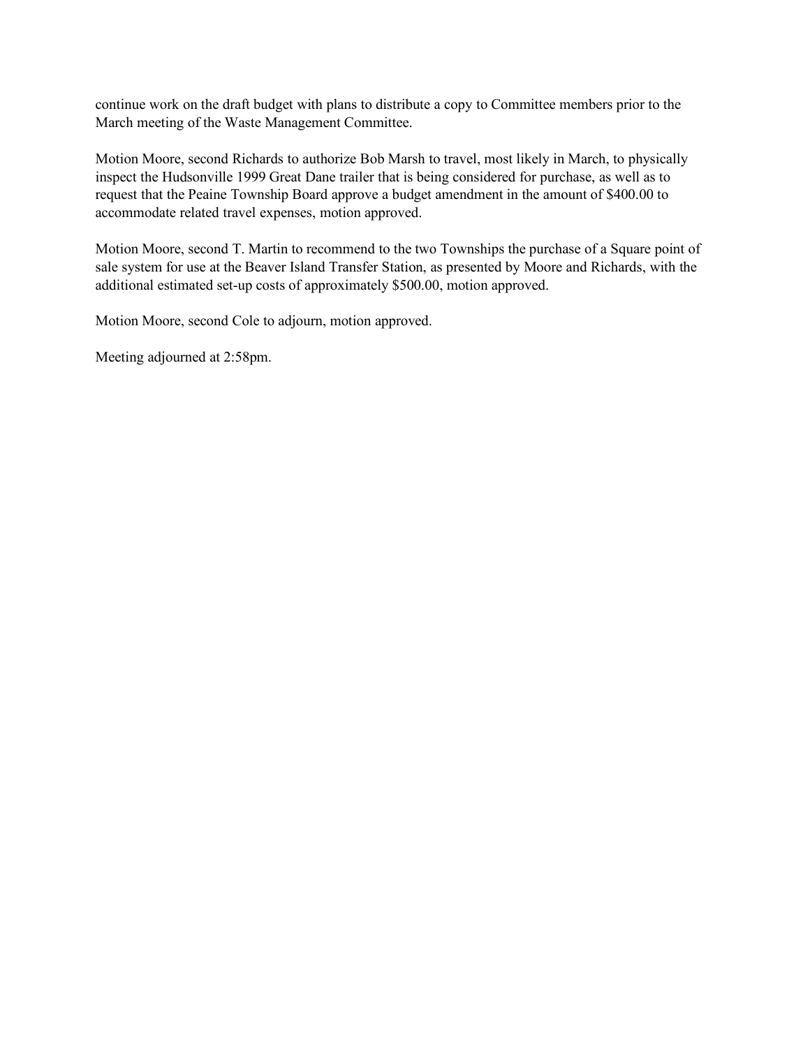continue work on the draft budget with plans to distribute a copy to Committee members prior to the March meeting of the Waste Management Committee.

Motion Moore, second Richards to authorize Bob Marsh to travel, most likely in March, to physically inspect the Hudsonville 1999 Great Dane trailer that is being considered for purchase, as well as to request that the Peaine Township Board approve a budget amendment in the amount of $400.00 to accommodate related travel expenses, motion approved.

Motion Moore, second T. Martin to recommend to the two Townships the purchase of a Square point of sale system for use at the Beaver Island Transfer Station, as presented by Moore and Richards, with the additional estimated set-up costs of approximately $500.00, motion approved.

Motion Moore, second Cole to adjourn, motion approved.

Meeting adjourned at 2:58pm.